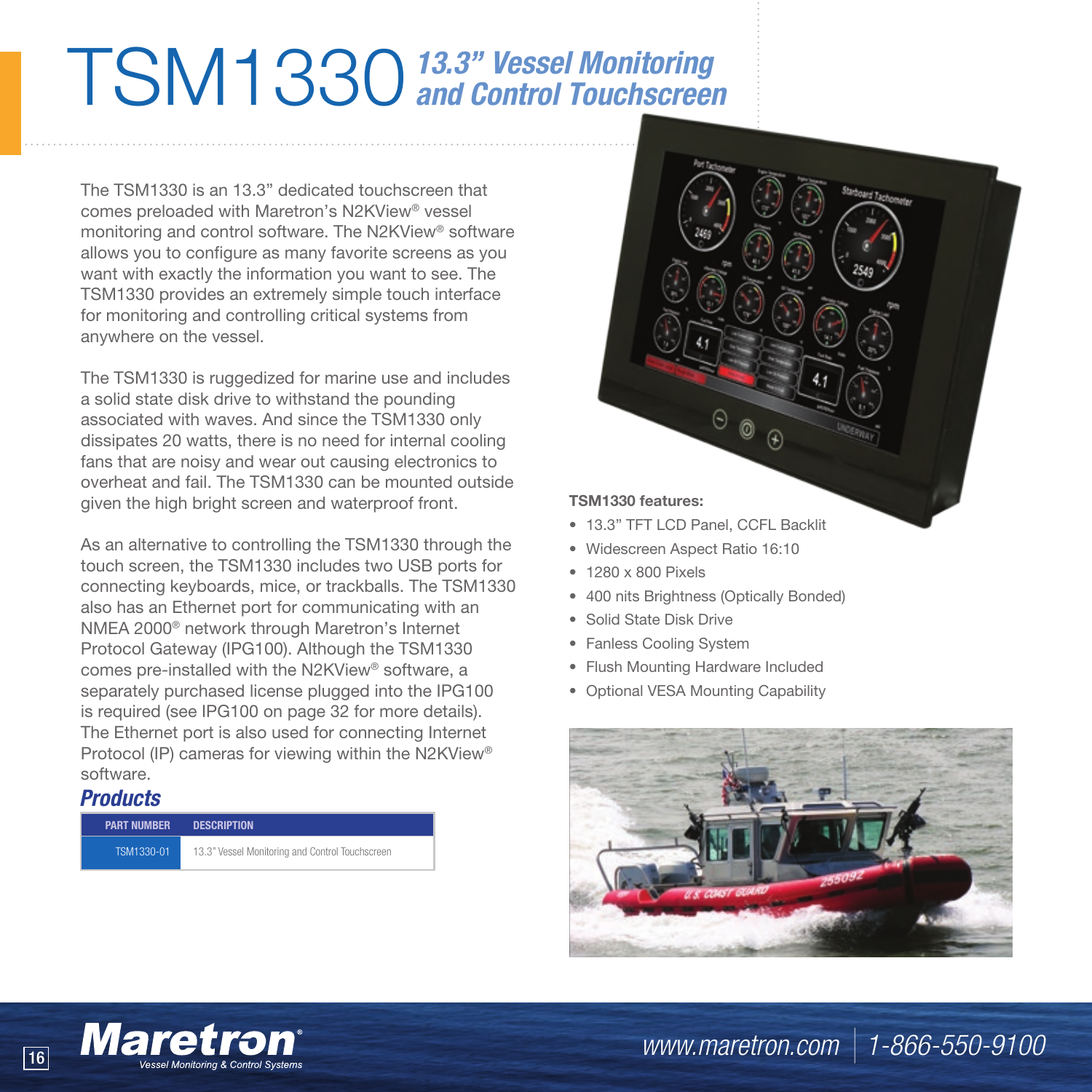# TSM1330 *13.3" Vessel Monitoring and Control Touchscreen*

The TSM1330 is an 13.3" dedicated touchscreen that comes preloaded with Maretron's N2KView® vessel monitoring and control software. The N2KView® software allows you to configure as many favorite screens as you want with exactly the information you want to see. The TSM1330 provides an extremely simple touch interface for monitoring and controlling critical systems from anywhere on the vessel.

The TSM1330 is ruggedized for marine use and includes a solid state disk drive to withstand the pounding associated with waves. And since the TSM1330 only dissipates 20 watts, there is no need for internal cooling fans that are noisy and wear out causing electronics to overheat and fail. The TSM1330 can be mounted outside given the high bright screen and waterproof front.

As an alternative to controlling the TSM1330 through the touch screen, the TSM1330 includes two USB ports for connecting keyboards, mice, or trackballs. The TSM1330 also has an Ethernet port for communicating with an NMEA 2000® network through Maretron's Internet Protocol Gateway (IPG100). Although the TSM1330 comes pre-installed with the N2KView® software, a separately purchased license plugged into the IPG100 is required (see IPG100 on page 32 for more details). The Ethernet port is also used for connecting Internet Protocol (IP) cameras for viewing within the N2KView® software.

**TSM1330 features:**

- 13.3" TFT LCD Panel, CCFL Backlit
- Widescreen Aspect Ratio 16:10
- 1280 x 800 Pixels
- 400 nits Brightness (Optically Bonded)
- Solid State Disk Drive
- Fanless Cooling System
- Flush Mounting Hardware Included
- Optional VESA Mounting Capability

## *Products*

| PART NUMBER | DESCRIPTION |
|---|---|
| TSM1330-01 | 13.3" Vessel Monitoring and Control Touchscreen |

**Maretron®** *Vessel Monitoring & Control Systems*

*www.maretron.com | 1-866-550-9100*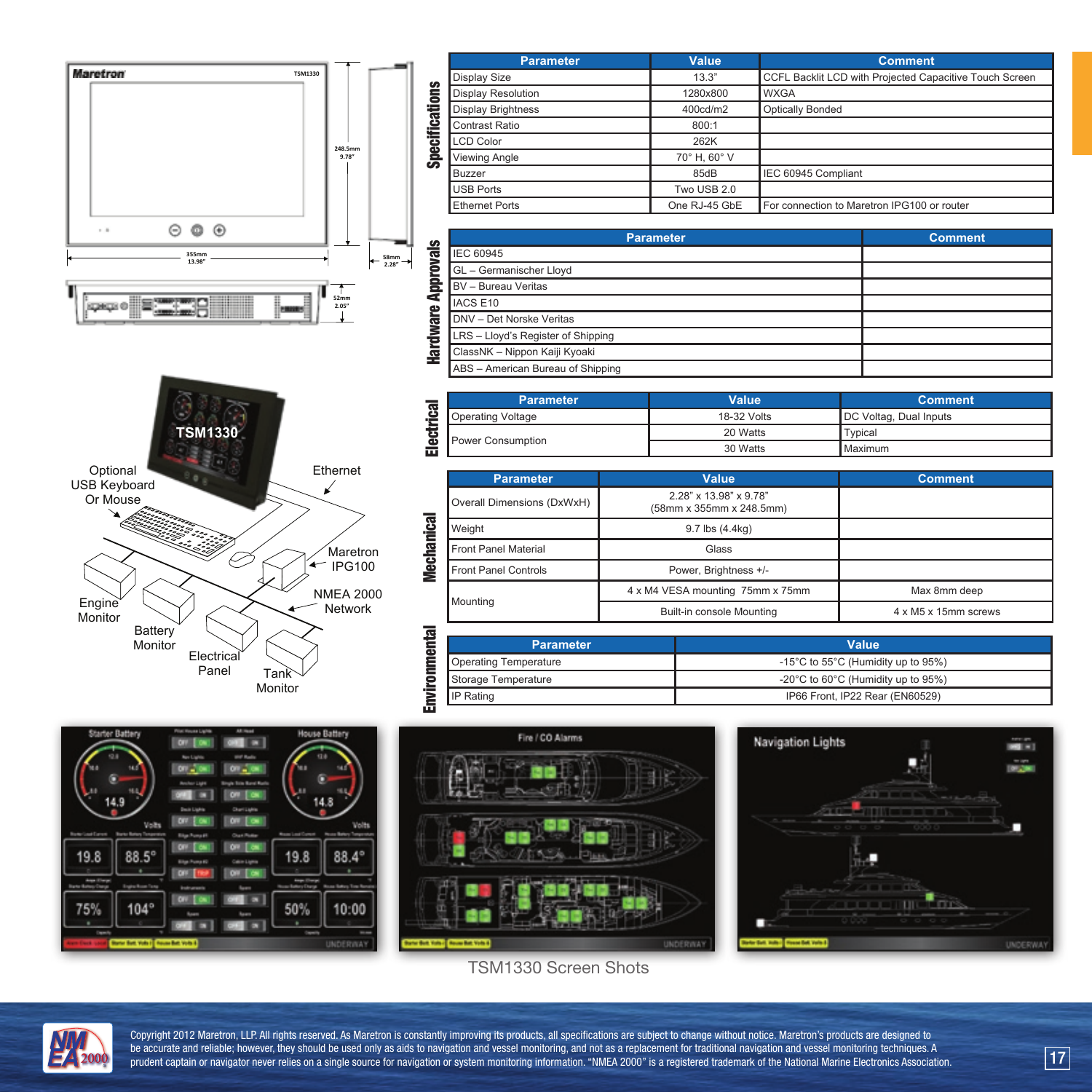## Specifications

| Parameter | Value | Comment |
|---|---|---|
| Display Size | 13.3" | CCFL Backlit LCD with Projected Capacitive Touch Screen |
| Display Resolution | 1280x800 | WXGA |
| Display Brightness | 400cd/m2 | Optically Bonded |
| Contrast Ratio | 800:1 | |
| LCD Color | 262K | |
| Viewing Angle | 70° H, 60° V | |
| Buzzer | 85dB | IEC 60945 Compliant |
| USB Ports | Two USB 2.0 | |
| Ethernet Ports | One RJ-45 GbE | For connection to Maretron IPG100 or router |

## Hardware Approvals

| Parameter | Comment |
|---|---|
| IEC 60945 | |
| GL – Germanischer Lloyd | |
| BV – Bureau Veritas | |
| IACS E10 | |
| DNV – Det Norske Veritas | |
| LRS – Lloyd's Register of Shipping | |
| ClassNK – Nippon Kaiji Kyoaki | |
| ABS – American Bureau of Shipping | |

## Electrical

| Parameter | Value | Comment |
|---|---|---|
| Operating Voltage | 18-32 Volts | DC Voltag, Dual Inputs |
| Power Consumption | 20 Watts | Typical |
| | 30 Watts | Maximum |

## Mechanical

| Parameter | Value | Comment |
|---|---|---|
| Overall Dimensions (DxWxH) | 2.28" x 13.98" x 9.78" (58mm x 355mm x 248.5mm) | |
| Weight | 9.7 lbs (4.4kg) | |
| Front Panel Material | Glass | |
| Front Panel Controls | Power, Brightness +/- | |
| Mounting | 4 x M4 VESA mounting 75mm x 75mm | Max 8mm deep |
| | Built-in console Mounting | 4 x M5 x 15mm screws |

## Environmental

| Parameter | Value |
|---|---|
| Operating Temperature | -15°C to 55°C (Humidity up to 95%) |
| Storage Temperature | -20°C to 60°C (Humidity up to 95%) |
| IP Rating | IP66 Front, IP22 Rear (EN60529) |

Maretron TSM1330
355mm 13.98"
248.5mm 9.78"
58mm 2.28"
52mm 2.05"

TSM1330
Optional USB Keyboard Or Mouse
Ethernet
Maretron IPG100
NMEA 2000 Network
Engine Monitor
Battery Monitor
Electrical Panel
Tank Monitor

TSM1330 Screen Shots

Copyright 2012 Maretron, LLP. All rights reserved. As Maretron is constantly improving its products, all specifications are subject to change without notice. Maretron's products are designed to be accurate and reliable; however, they should be used only as aids to navigation and vessel monitoring, and not as a replacement for traditional navigation and vessel monitoring techniques. A prudent captain or navigator never relies on a single source for navigation or system monitoring information. "NMEA 2000" is a registered trademark of the National Marine Electronics Association.